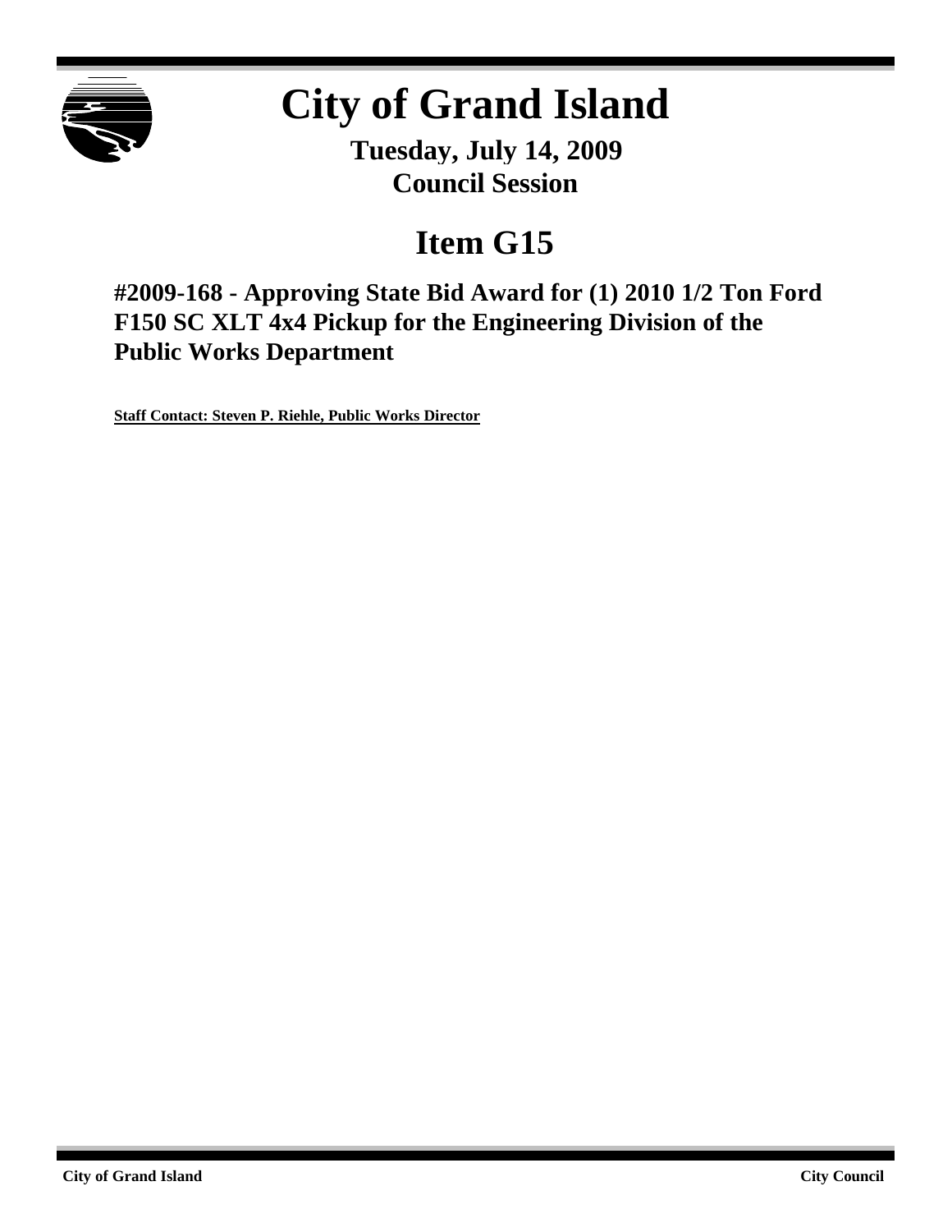# City of Grand Island

**Tuesday, July 14, 2009**
**Council Session**

## Item G15

### #2009-168 - Approving State Bid Award for (1) 2010 1/2 Ton Ford F150 SC XLT 4x4 Pickup for the Engineering Division of the Public Works Department

**Staff Contact: Steven P. Riehle, Public Works Director**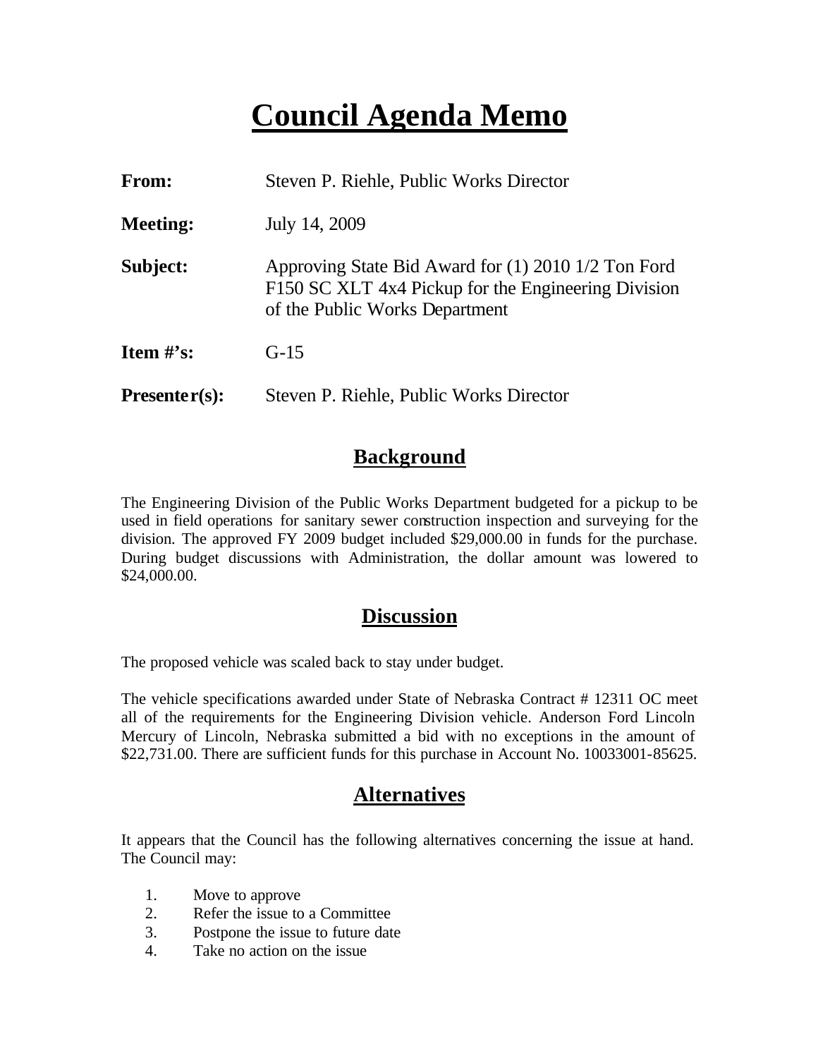# Council Agenda Memo

**From:** Steven P. Riehle, Public Works Director

**Meeting:** July 14, 2009

**Subject:** Approving State Bid Award for (1) 2010 1/2 Ton Ford F150 SC XLT 4x4 Pickup for the Engineering Division of the Public Works Department

**Item #'s:** G-15

**Presenter(s):** Steven P. Riehle, Public Works Director

## Background

The Engineering Division of the Public Works Department budgeted for a pickup to be used in field operations for sanitary sewer construction inspection and surveying for the division. The approved FY 2009 budget included $29,000.00 in funds for the purchase. During budget discussions with Administration, the dollar amount was lowered to $24,000.00.

## Discussion

The proposed vehicle was scaled back to stay under budget.

The vehicle specifications awarded under State of Nebraska Contract # 12311 OC meet all of the requirements for the Engineering Division vehicle. Anderson Ford Lincoln Mercury of Lincoln, Nebraska submitted a bid with no exceptions in the amount of $22,731.00. There are sufficient funds for this purchase in Account No. 10033001-85625.

## Alternatives

It appears that the Council has the following alternatives concerning the issue at hand. The Council may:

1. Move to approve
2. Refer the issue to a Committee
3. Postpone the issue to future date
4. Take no action on the issue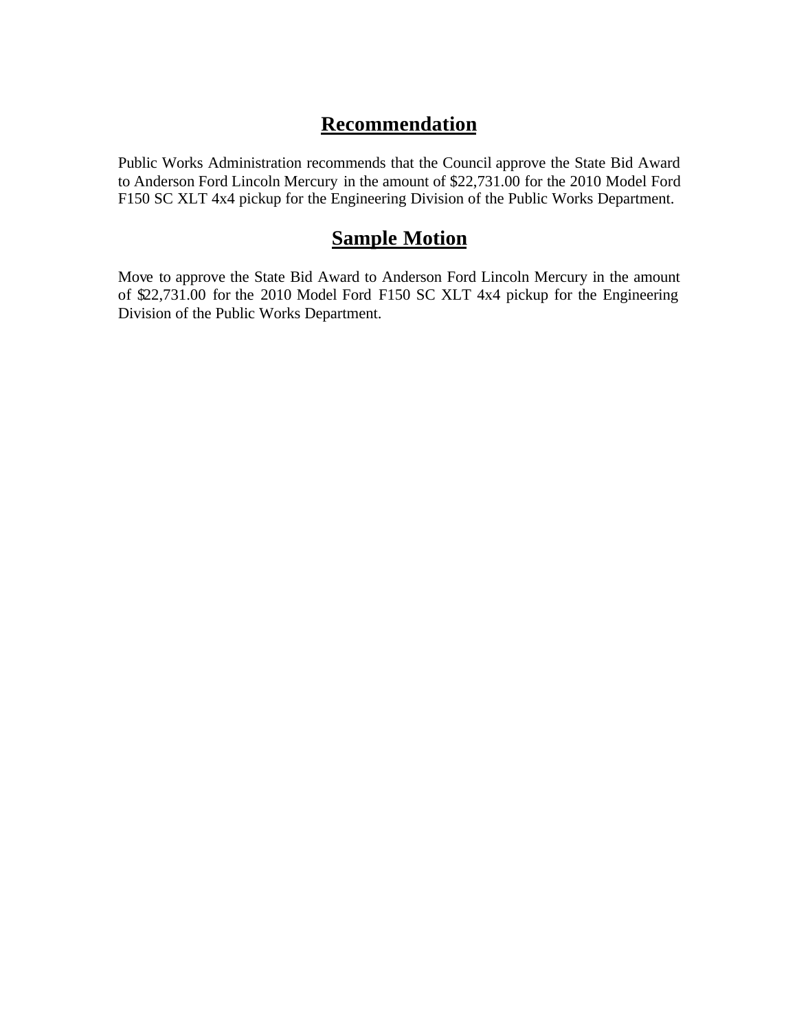# Recommendation

Public Works Administration recommends that the Council approve the State Bid Award to Anderson Ford Lincoln Mercury in the amount of $22,731.00 for the 2010 Model Ford F150 SC XLT 4x4 pickup for the Engineering Division of the Public Works Department.

# Sample Motion

Move to approve the State Bid Award to Anderson Ford Lincoln Mercury in the amount of $22,731.00 for the 2010 Model Ford F150 SC XLT 4x4 pickup for the Engineering Division of the Public Works Department.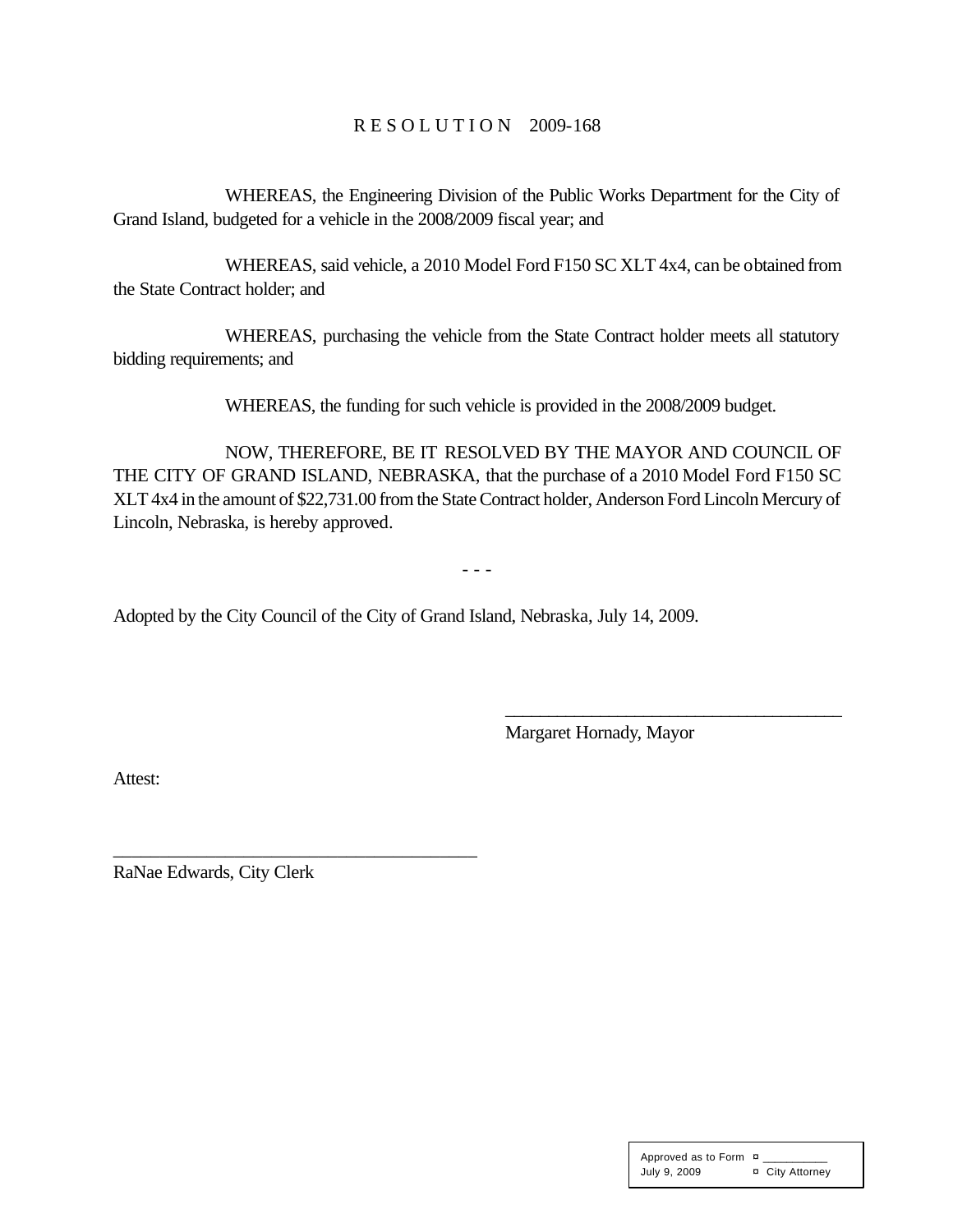# RESOLUTION 2009-168

WHEREAS, the Engineering Division of the Public Works Department for the City of Grand Island, budgeted for a vehicle in the 2008/2009 fiscal year; and

WHEREAS, said vehicle, a 2010 Model Ford F150 SC XLT 4x4, can be obtained from the State Contract holder; and

WHEREAS, purchasing the vehicle from the State Contract holder meets all statutory bidding requirements; and

WHEREAS, the funding for such vehicle is provided in the 2008/2009 budget.

NOW, THEREFORE, BE IT RESOLVED BY THE MAYOR AND COUNCIL OF THE CITY OF GRAND ISLAND, NEBRASKA, that the purchase of a 2010 Model Ford F150 SC XLT 4x4 in the amount of $22,731.00 from the State Contract holder, Anderson Ford Lincoln Mercury of Lincoln, Nebraska, is hereby approved.

- - -

Adopted by the City Council of the City of Grand Island, Nebraska, July 14, 2009.

_____________________________________
Margaret Hornady, Mayor

Attest:

_______________________________________
RaNae Edwards, City Clerk

| | |
|---|---|
| Approved as to Form ¤ | __________ |
| July 9, 2009 | ¤ City Attorney |